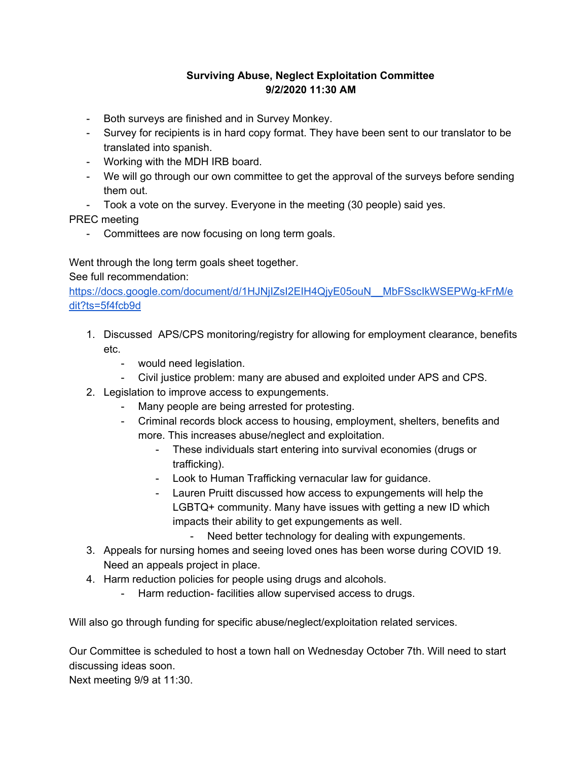**Surviving Abuse, Neglect Exploitation Committee**
**9/2/2020 11:30 AM**

- Both surveys are finished and in Survey Monkey.
- Survey for recipients is in hard copy format. They have been sent to our translator to be translated into spanish.
- Working with the MDH IRB board.
- We will go through our own committee to get the approval of the surveys before sending them out.
- Took a vote on the survey. Everyone in the meeting (30 people) said yes.

PREC meeting

- Committees are now focusing on long term goals.

Went through the long term goals sheet together.
See full recommendation:
[https://docs.google.com/document/d/1HJNjIZsI2EIH4QjyE05ouN__MbFSscIkWSEPWg-kFrM/edit?ts=5f4fcb9d](https://docs.google.com/document/d/1HJNjIZsI2EIH4QjyE05ouN__MbFSscIkWSEPWg-kFrM/edit?ts=5f4fcb9d)

1. Discussed APS/CPS monitoring/registry for allowing for employment clearance, benefits etc.
   - would need legislation.
   - Civil justice problem: many are abused and exploited under APS and CPS.
2. Legislation to improve access to expungements.
   - Many people are being arrested for protesting.
   - Criminal records block access to housing, employment, shelters, benefits and more. This increases abuse/neglect and exploitation.
     - These individuals start entering into survival economies (drugs or trafficking).
     - Look to Human Trafficking vernacular law for guidance.
     - Lauren Pruitt discussed how access to expungements will help the LGBTQ+ community. Many have issues with getting a new ID which impacts their ability to get expungements as well.
       - Need better technology for dealing with expungements.
3. Appeals for nursing homes and seeing loved ones has been worse during COVID 19. Need an appeals project in place.
4. Harm reduction policies for people using drugs and alcohols.
   - Harm reduction- facilities allow supervised access to drugs.

Will also go through funding for specific abuse/neglect/exploitation related services.

Our Committee is scheduled to host a town hall on Wednesday October 7th. Will need to start discussing ideas soon.
Next meeting 9/9 at 11:30.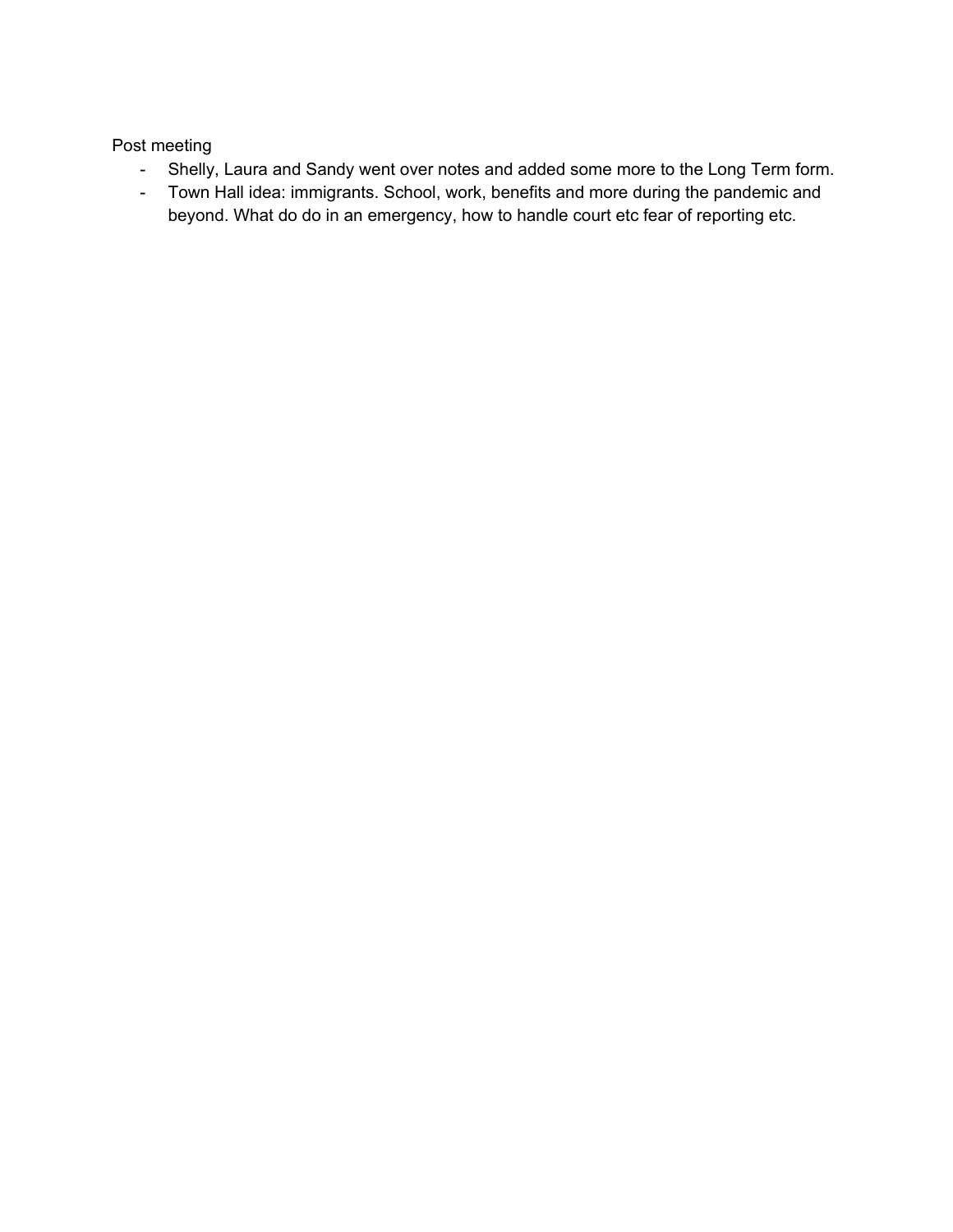Post meeting

- Shelly, Laura and Sandy went over notes and added some more to the Long Term form.
- Town Hall idea: immigrants. School, work, benefits and more during the pandemic and beyond. What do do in an emergency, how to handle court etc fear of reporting etc.